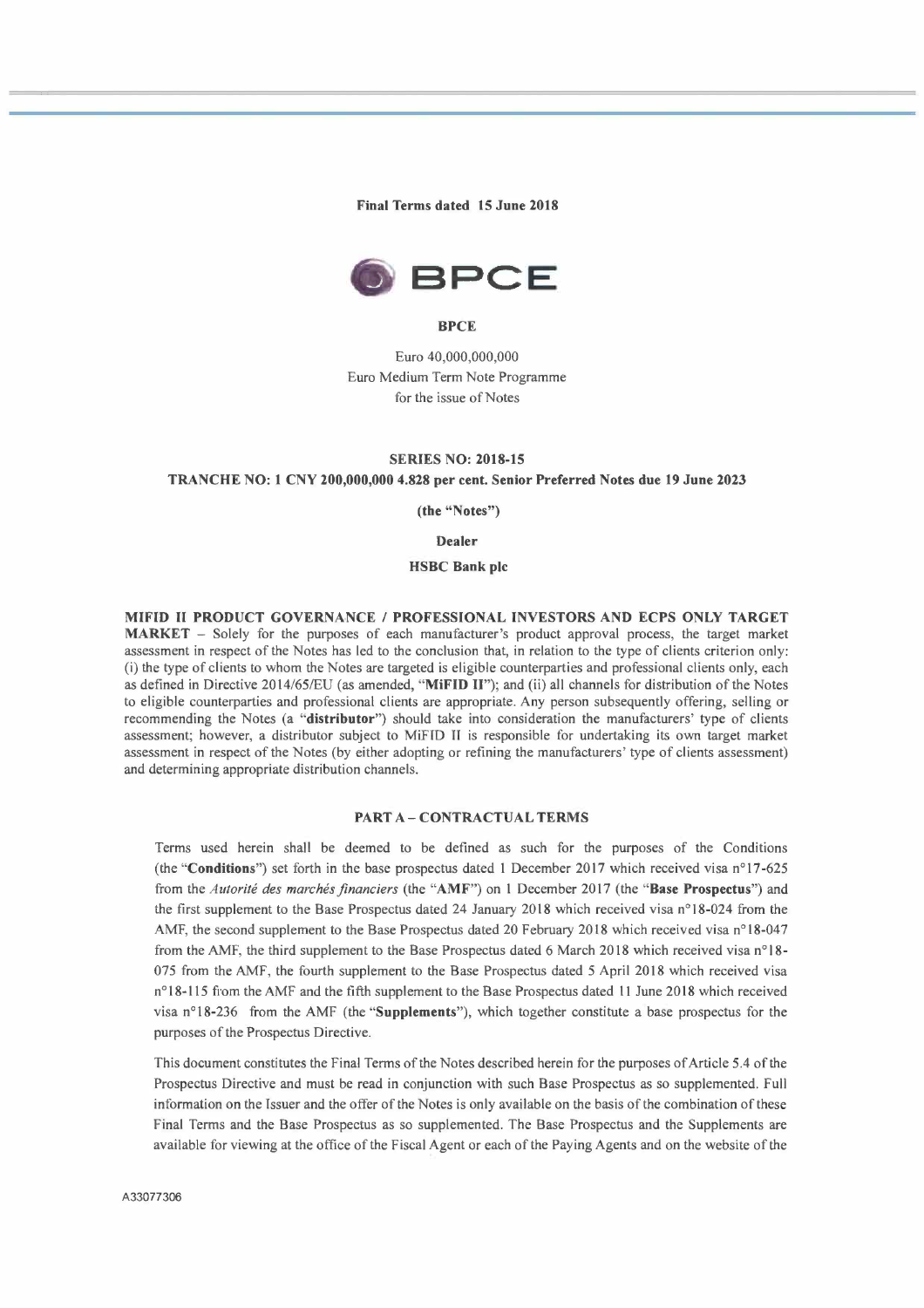**Final Terms dated 15 June 2018**

**BPCE**

Euro 40,000,000,000
Euro Medium Term Note Programme
for the issue of Notes

**SERIES NO: 2018-15**

**TRANCHE NO: 1 CNY 200,000,000 4.828 per cent. Senior Preferred Notes due 19 June 2023**

**(the "Notes")**

**Dealer**

**HSBC Bank plc**

**MIFID II PRODUCT GOVERNANCE / PROFESSIONAL INVESTORS AND ECPS ONLY TARGET MARKET** – Solely for the purposes of each manufacturer's product approval process, the target market assessment in respect of the Notes has led to the conclusion that, in relation to the type of clients criterion only: (i) the type of clients to whom the Notes are targeted is eligible counterparties and professional clients only, each as defined in Directive 2014/65/EU (as amended, "**MiFID II**"); and (ii) all channels for distribution of the Notes to eligible counterparties and professional clients are appropriate. Any person subsequently offering, selling or recommending the Notes (a "**distributor**") should take into consideration the manufacturers' type of clients assessment; however, a distributor subject to MiFID II is responsible for undertaking its own target market assessment in respect of the Notes (by either adopting or refining the manufacturers' type of clients assessment) and determining appropriate distribution channels.

## PART A – CONTRACTUAL TERMS

Terms used herein shall be deemed to be defined as such for the purposes of the Conditions (the "**Conditions**") set forth in the base prospectus dated 1 December 2017 which received visa n°17-625 from the *Autorité des marchés financiers* (the "**AMF**") on 1 December 2017 (the "**Base Prospectus**") and the first supplement to the Base Prospectus dated 24 January 2018 which received visa n°18-024 from the AMF, the second supplement to the Base Prospectus dated 20 February 2018 which received visa n°18-047 from the AMF, the third supplement to the Base Prospectus dated 6 March 2018 which received visa n°18-075 from the AMF, the fourth supplement to the Base Prospectus dated 5 April 2018 which received visa n°18-115 from the AMF and the fifth supplement to the Base Prospectus dated 11 June 2018 which received visa n°18-236 from the AMF (the "**Supplements**"), which together constitute a base prospectus for the purposes of the Prospectus Directive.

This document constitutes the Final Terms of the Notes described herein for the purposes of Article 5.4 of the Prospectus Directive and must be read in conjunction with such Base Prospectus as so supplemented. Full information on the Issuer and the offer of the Notes is only available on the basis of the combination of these Final Terms and the Base Prospectus as so supplemented. The Base Prospectus and the Supplements are available for viewing at the office of the Fiscal Agent or each of the Paying Agents and on the website of the

A33077306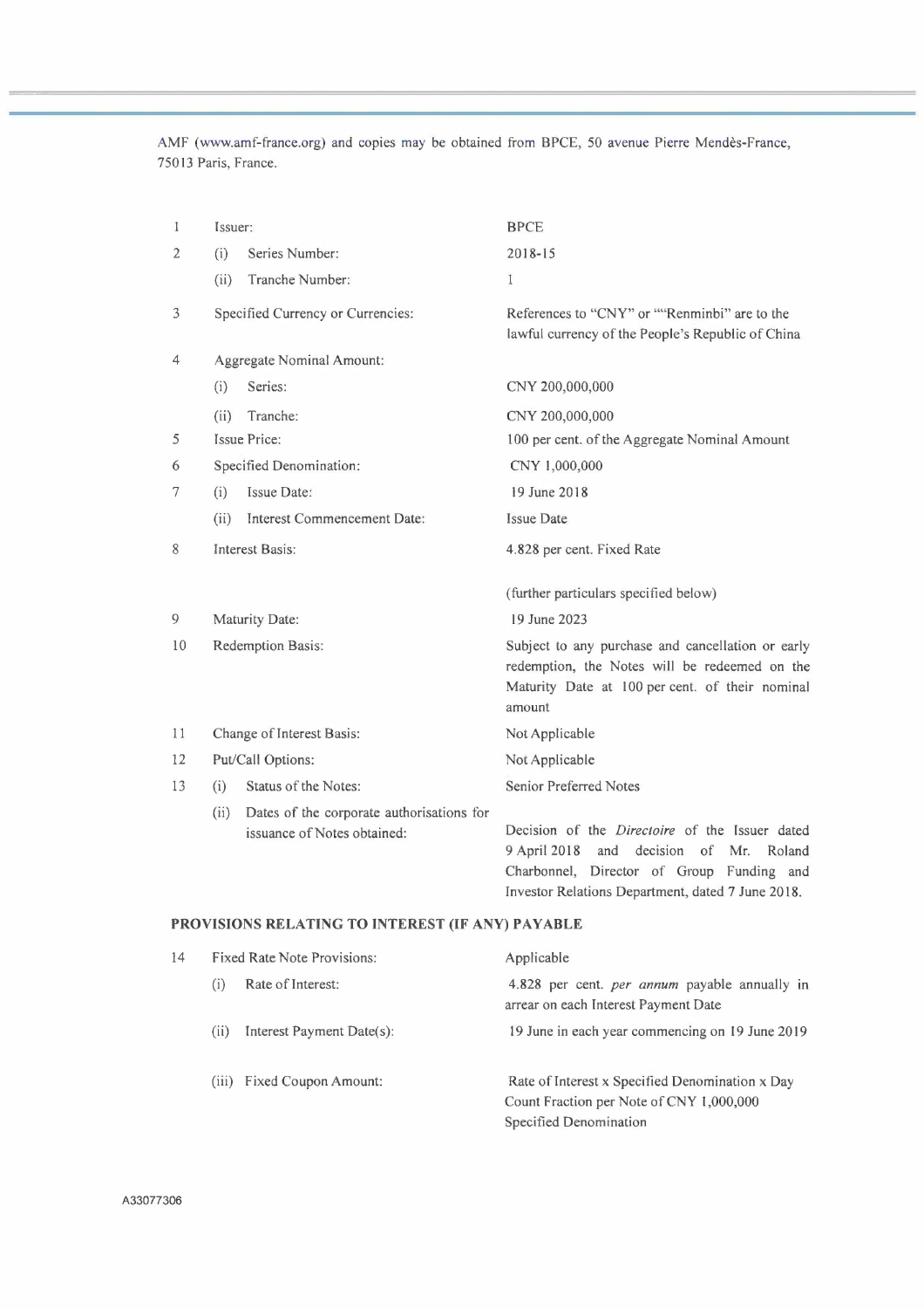AMF (www.amf-france.org) and copies may be obtained from BPCE, 50 avenue Pierre Mendès-France, 75013 Paris, France.

| | | |
|---|---|---|
| 1 | Issuer: | BPCE |
| 2 | (i) Series Number: | 2018-15 |
| | (ii) Tranche Number: | 1 |
| 3 | Specified Currency or Currencies: | References to "CNY" or ""Renminbi" are to the lawful currency of the People's Republic of China |
| 4 | Aggregate Nominal Amount: | |
| | (i) Series: | CNY 200,000,000 |
| | (ii) Tranche: | CNY 200,000,000 |
| 5 | Issue Price: | 100 per cent. of the Aggregate Nominal Amount |
| 6 | Specified Denomination: | CNY 1,000,000 |
| 7 | (i) Issue Date: | 19 June 2018 |
| | (ii) Interest Commencement Date: | Issue Date |
| 8 | Interest Basis: | 4.828 per cent. Fixed Rate<br><br>(further particulars specified below) |
| 9 | Maturity Date: | 19 June 2023 |
| 10 | Redemption Basis: | Subject to any purchase and cancellation or early redemption, the Notes will be redeemed on the Maturity Date at 100 per cent. of their nominal amount |
| 11 | Change of Interest Basis: | Not Applicable |
| 12 | Put/Call Options: | Not Applicable |
| 13 | (i) Status of the Notes: | Senior Preferred Notes |
| | (ii) Dates of the corporate authorisations for issuance of Notes obtained: | Decision of the *Directoire* of the Issuer dated 9 April 2018 and decision of Mr. Roland Charbonnel, Director of Group Funding and Investor Relations Department, dated 7 June 2018. |

**PROVISIONS RELATING TO INTEREST (IF ANY) PAYABLE**

| | | |
|---|---|---|
| 14 | Fixed Rate Note Provisions: | Applicable |
| | (i) Rate of Interest: | 4.828 per cent. *per annum* payable annually in arrear on each Interest Payment Date |
| | (ii) Interest Payment Date(s): | 19 June in each year commencing on 19 June 2019 |
| | (iii) Fixed Coupon Amount: | Rate of Interest x Specified Denomination x Day Count Fraction per Note of CNY 1,000,000 Specified Denomination |

A33077306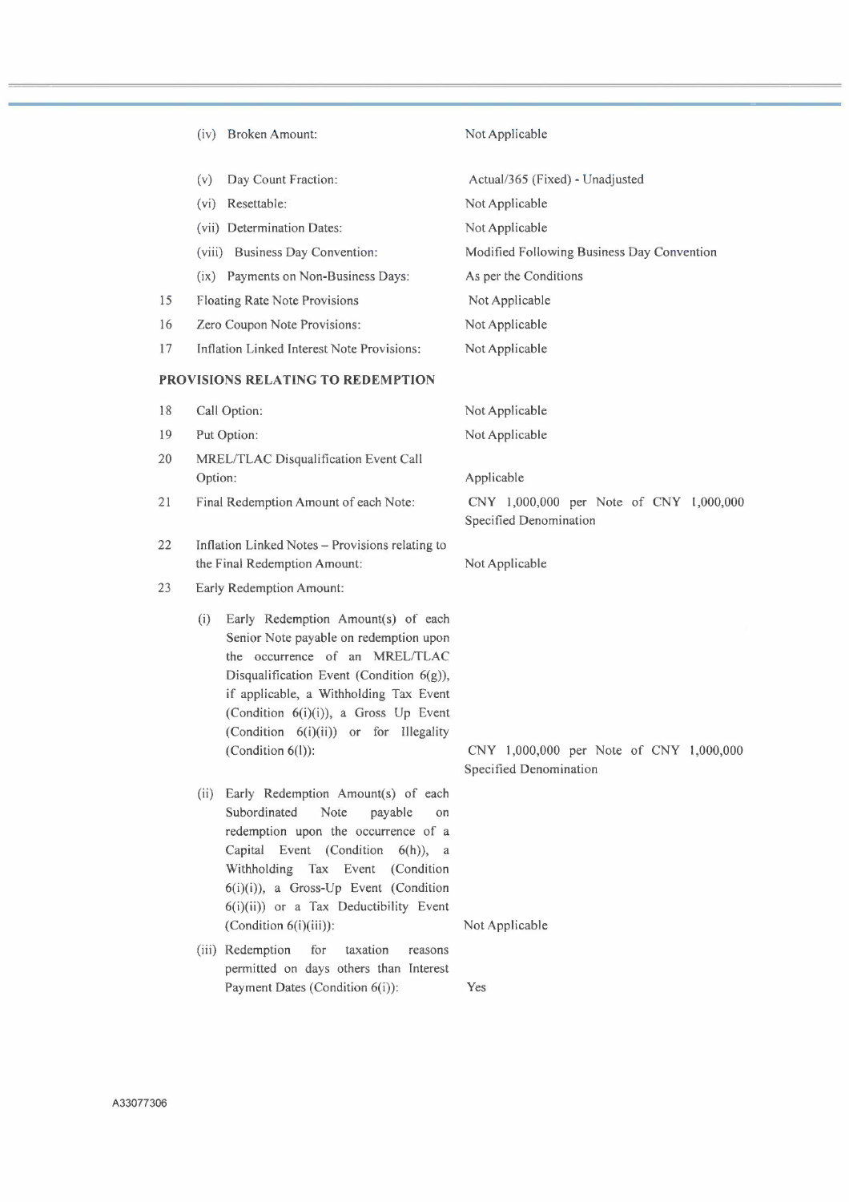| | | |
|---|---|---|
| | (iv) Broken Amount: | Not Applicable |
| | (v) Day Count Fraction: | Actual/365 (Fixed) - Unadjusted |
| | (vi) Resettable: | Not Applicable |
| | (vii) Determination Dates: | Not Applicable |
| | (viii) Business Day Convention: | Modified Following Business Day Convention |
| | (ix) Payments on Non-Business Days: | As per the Conditions |
| 15 | Floating Rate Note Provisions | Not Applicable |
| 16 | Zero Coupon Note Provisions: | Not Applicable |
| 17 | Inflation Linked Interest Note Provisions: | Not Applicable |

**PROVISIONS RELATING TO REDEMPTION**

| | | |
|---|---|---|
| 18 | Call Option: | Not Applicable |
| 19 | Put Option: | Not Applicable |
| 20 | MREL/TLAC Disqualification Event Call Option: | Applicable |
| 21 | Final Redemption Amount of each Note: | CNY 1,000,000 per Note of CNY 1,000,000 Specified Denomination |
| 22 | Inflation Linked Notes – Provisions relating to the Final Redemption Amount: | Not Applicable |
| 23 | Early Redemption Amount: | |
| | (i) Early Redemption Amount(s) of each Senior Note payable on redemption upon the occurrence of an MREL/TLAC Disqualification Event (Condition 6(g)), if applicable, a Withholding Tax Event (Condition 6(i)(i)), a Gross Up Event (Condition 6(i)(ii)) or for Illegality (Condition 6(l)): | CNY 1,000,000 per Note of CNY 1,000,000 Specified Denomination |
| | (ii) Early Redemption Amount(s) of each Subordinated Note payable on redemption upon the occurrence of a Capital Event (Condition 6(h)), a Withholding Tax Event (Condition 6(i)(i)), a Gross-Up Event (Condition 6(i)(ii)) or a Tax Deductibility Event (Condition 6(i)(iii)): | Not Applicable |
| | (iii) Redemption for taxation reasons permitted on days others than Interest Payment Dates (Condition 6(i)): | Yes |

A33077306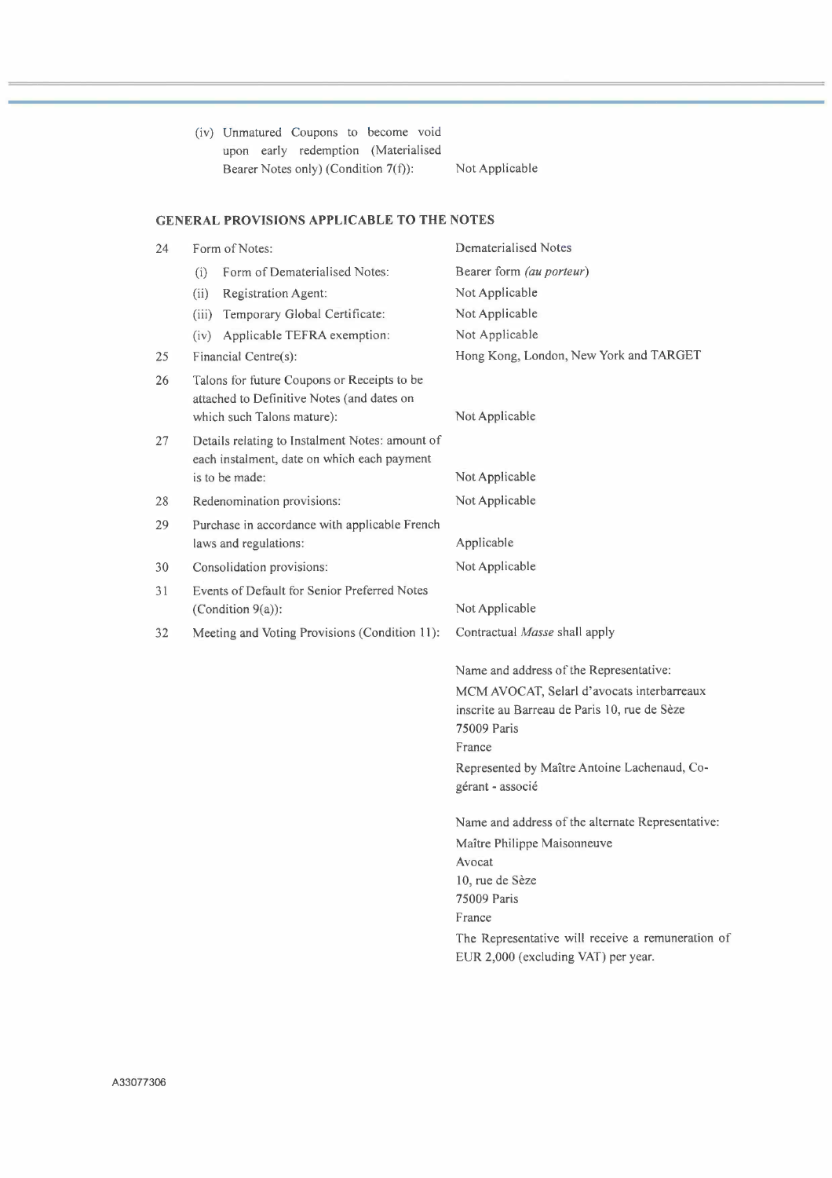(iv) Unmatured Coupons to become void upon early redemption (Materialised Bearer Notes only) (Condition 7(f)): Not Applicable

## GENERAL PROVISIONS APPLICABLE TO THE NOTES

| | | |
|---|---|---|
| 24 | Form of Notes: | Dematerialised Notes |
| | (i) Form of Dematerialised Notes: | Bearer form *(au porteur)* |
| | (ii) Registration Agent: | Not Applicable |
| | (iii) Temporary Global Certificate: | Not Applicable |
| | (iv) Applicable TEFRA exemption: | Not Applicable |
| 25 | Financial Centre(s): | Hong Kong, London, New York and TARGET |
| 26 | Talons for future Coupons or Receipts to be attached to Definitive Notes (and dates on which such Talons mature): | Not Applicable |
| 27 | Details relating to Instalment Notes: amount of each instalment, date on which each payment is to be made: | Not Applicable |
| 28 | Redenomination provisions: | Not Applicable |
| 29 | Purchase in accordance with applicable French laws and regulations: | Applicable |
| 30 | Consolidation provisions: | Not Applicable |
| 31 | Events of Default for Senior Preferred Notes (Condition 9(a)): | Not Applicable |
| 32 | Meeting and Voting Provisions (Condition 11): | Contractual *Masse* shall apply |

Name and address of the Representative:

MCM AVOCAT, Selarl d'avocats interbarreaux inscrite au Barreau de Paris 10, rue de Sèze
75009 Paris
France

Represented by Maître Antoine Lachenaud, Co-gérant - associé

Name and address of the alternate Representative:

Maître Philippe Maisonneuve
Avocat
10, rue de Sèze
75009 Paris
France

The Representative will receive a remuneration of EUR 2,000 (excluding VAT) per year.

A33077306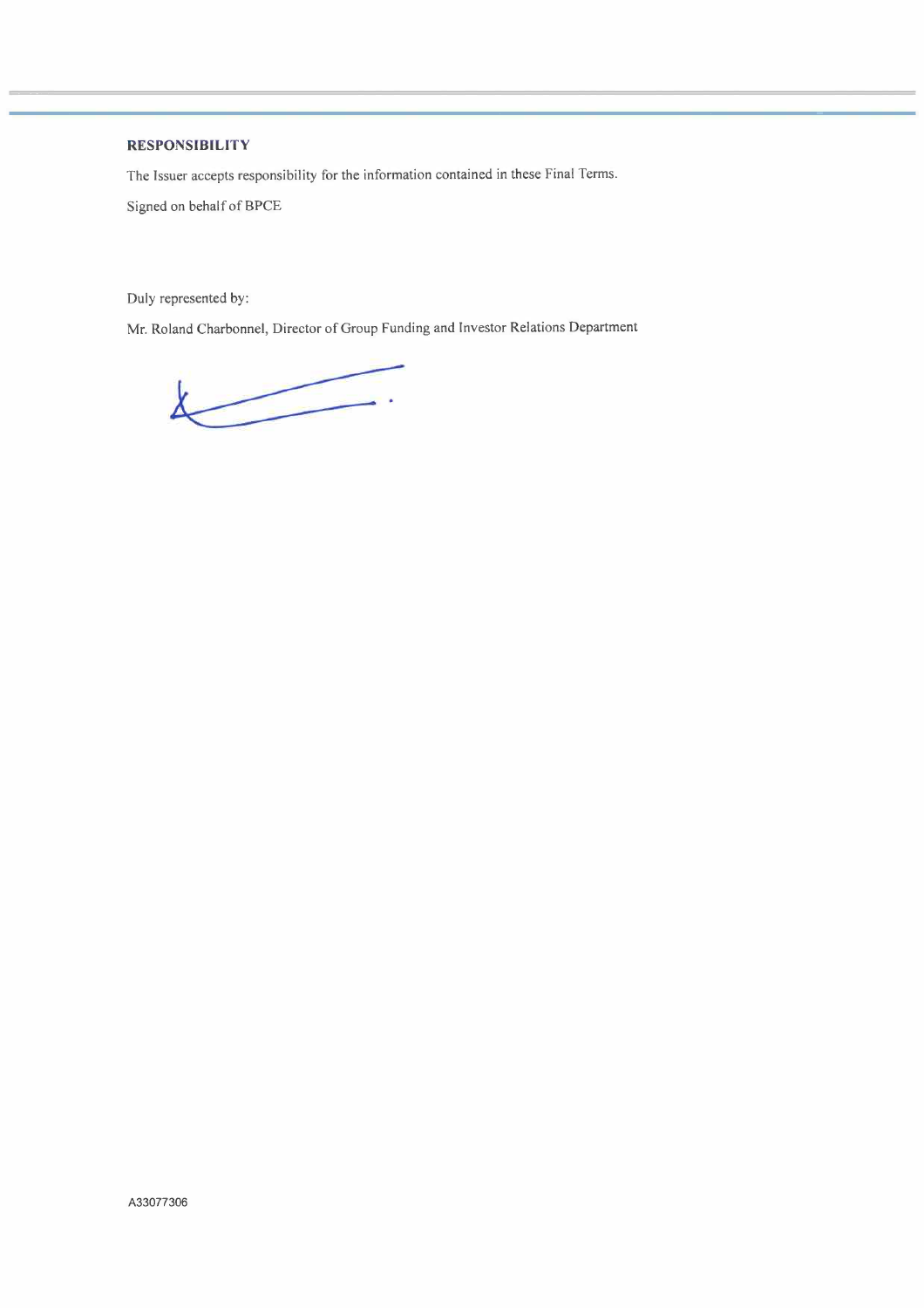**RESPONSIBILITY**

The Issuer accepts responsibility for the information contained in these Final Terms.

Signed on behalf of BPCE

Duly represented by:

Mr. Roland Charbonnel, Director of Group Funding and Investor Relations Department

A33077306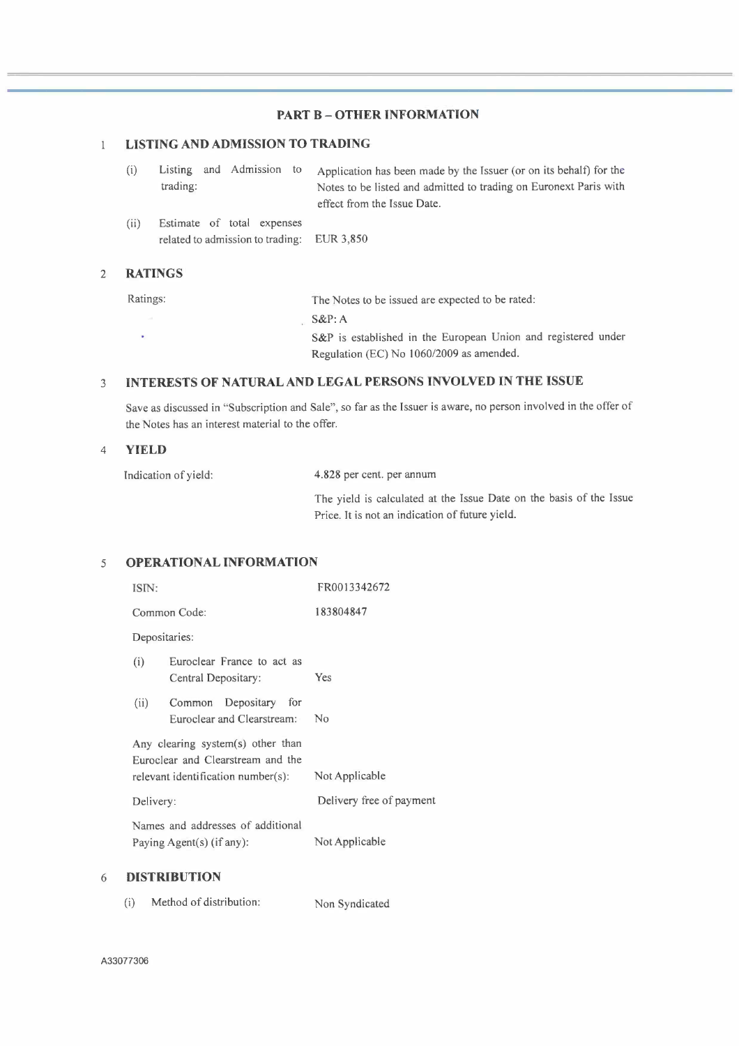## PART B – OTHER INFORMATION

### 1 LISTING AND ADMISSION TO TRADING

| | |
|---|---|
| (i) Listing and Admission to trading: | Application has been made by the Issuer (or on its behalf) for the Notes to be listed and admitted to trading on Euronext Paris with effect from the Issue Date. |
| (ii) Estimate of total expenses related to admission to trading: | EUR 3,850 |

### 2 RATINGS

| | |
|---|---|
| Ratings: | The Notes to be issued are expected to be rated:<br>S&P: A<br>S&P is established in the European Union and registered under Regulation (EC) No 1060/2009 as amended. |

### 3 INTERESTS OF NATURAL AND LEGAL PERSONS INVOLVED IN THE ISSUE

Save as discussed in "Subscription and Sale", so far as the Issuer is aware, no person involved in the offer of the Notes has an interest material to the offer.

### 4 YIELD

| | |
|---|---|
| Indication of yield: | 4.828 per cent. per annum<br>The yield is calculated at the Issue Date on the basis of the Issue Price. It is not an indication of future yield. |

### 5 OPERATIONAL INFORMATION

| | |
|---|---|
| ISIN: | FR0013342672 |
| Common Code: | 183804847 |
| Depositaries: | |
| (i) Euroclear France to act as Central Depositary: | Yes |
| (ii) Common Depositary for Euroclear and Clearstream: | No |
| Any clearing system(s) other than Euroclear and Clearstream and the relevant identification number(s): | Not Applicable |
| Delivery: | Delivery free of payment |
| Names and addresses of additional Paying Agent(s) (if any): | Not Applicable |

### 6 DISTRIBUTION

| | |
|---|---|
| (i) Method of distribution: | Non Syndicated |

A33077306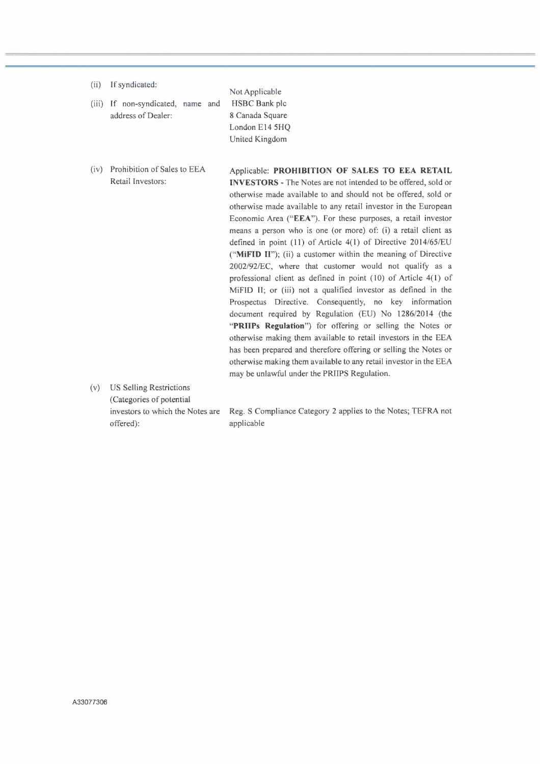| | |
|---|---|
| (ii) If syndicated: | Not Applicable |
| (iii) If non-syndicated, name and address of Dealer: | HSBC Bank plc<br>8 Canada Square<br>London E14 5HQ<br>United Kingdom |
| (iv) Prohibition of Sales to EEA Retail Investors: | Applicable: **PROHIBITION OF SALES TO EEA RETAIL INVESTORS** - The Notes are not intended to be offered, sold or otherwise made available to and should not be offered, sold or otherwise made available to any retail investor in the European Economic Area ("**EEA**"). For these purposes, a retail investor means a person who is one (or more) of: (i) a retail client as defined in point (11) of Article 4(1) of Directive 2014/65/EU ("**MiFID II**"); (ii) a customer within the meaning of Directive 2002/92/EC, where that customer would not qualify as a professional client as defined in point (10) of Article 4(1) of MiFID II; or (iii) not a qualified investor as defined in the Prospectus Directive. Consequently, no key information document required by Regulation (EU) No 1286/2014 (the "**PRIIPs Regulation**") for offering or selling the Notes or otherwise making them available to retail investors in the EEA has been prepared and therefore offering or selling the Notes or otherwise making them available to any retail investor in the EEA may be unlawful under the PRIIPS Regulation. |
| (v) US Selling Restrictions (Categories of potential investors to which the Notes are offered): | Reg. S Compliance Category 2 applies to the Notes; TEFRA not applicable |

A33077306